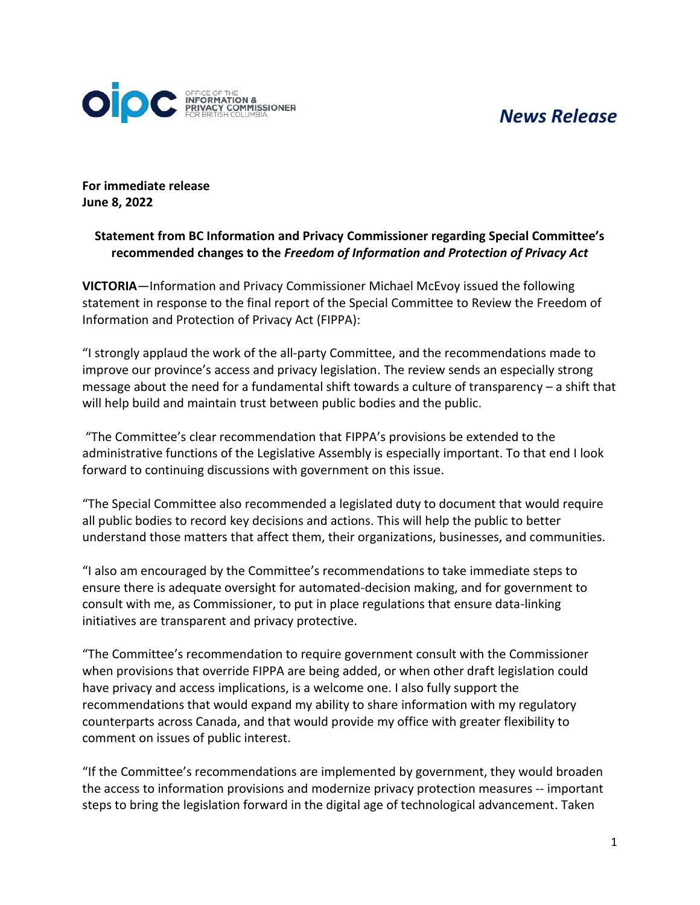OFFICE OF THE INFORMATION & PRIVACY COMMISSIONER FOR BRITISH COLUMBIA

*News Release*

**For immediate release**
**June 8, 2022**

**Statement from BC Information and Privacy Commissioner regarding Special Committee's recommended changes to the *Freedom of Information and Protection of Privacy Act***

**VICTORIA**—Information and Privacy Commissioner Michael McEvoy issued the following statement in response to the final report of the Special Committee to Review the Freedom of Information and Protection of Privacy Act (FIPPA):

"I strongly applaud the work of the all-party Committee, and the recommendations made to improve our province's access and privacy legislation. The review sends an especially strong message about the need for a fundamental shift towards a culture of transparency – a shift that will help build and maintain trust between public bodies and the public.

"The Committee's clear recommendation that FIPPA's provisions be extended to the administrative functions of the Legislative Assembly is especially important. To that end I look forward to continuing discussions with government on this issue.

"The Special Committee also recommended a legislated duty to document that would require all public bodies to record key decisions and actions. This will help the public to better understand those matters that affect them, their organizations, businesses, and communities.

"I also am encouraged by the Committee's recommendations to take immediate steps to ensure there is adequate oversight for automated-decision making, and for government to consult with me, as Commissioner, to put in place regulations that ensure data-linking initiatives are transparent and privacy protective.

"The Committee's recommendation to require government consult with the Commissioner when provisions that override FIPPA are being added, or when other draft legislation could have privacy and access implications, is a welcome one. I also fully support the recommendations that would expand my ability to share information with my regulatory counterparts across Canada, and that would provide my office with greater flexibility to comment on issues of public interest.

"If the Committee's recommendations are implemented by government, they would broaden the access to information provisions and modernize privacy protection measures -- important steps to bring the legislation forward in the digital age of technological advancement. Taken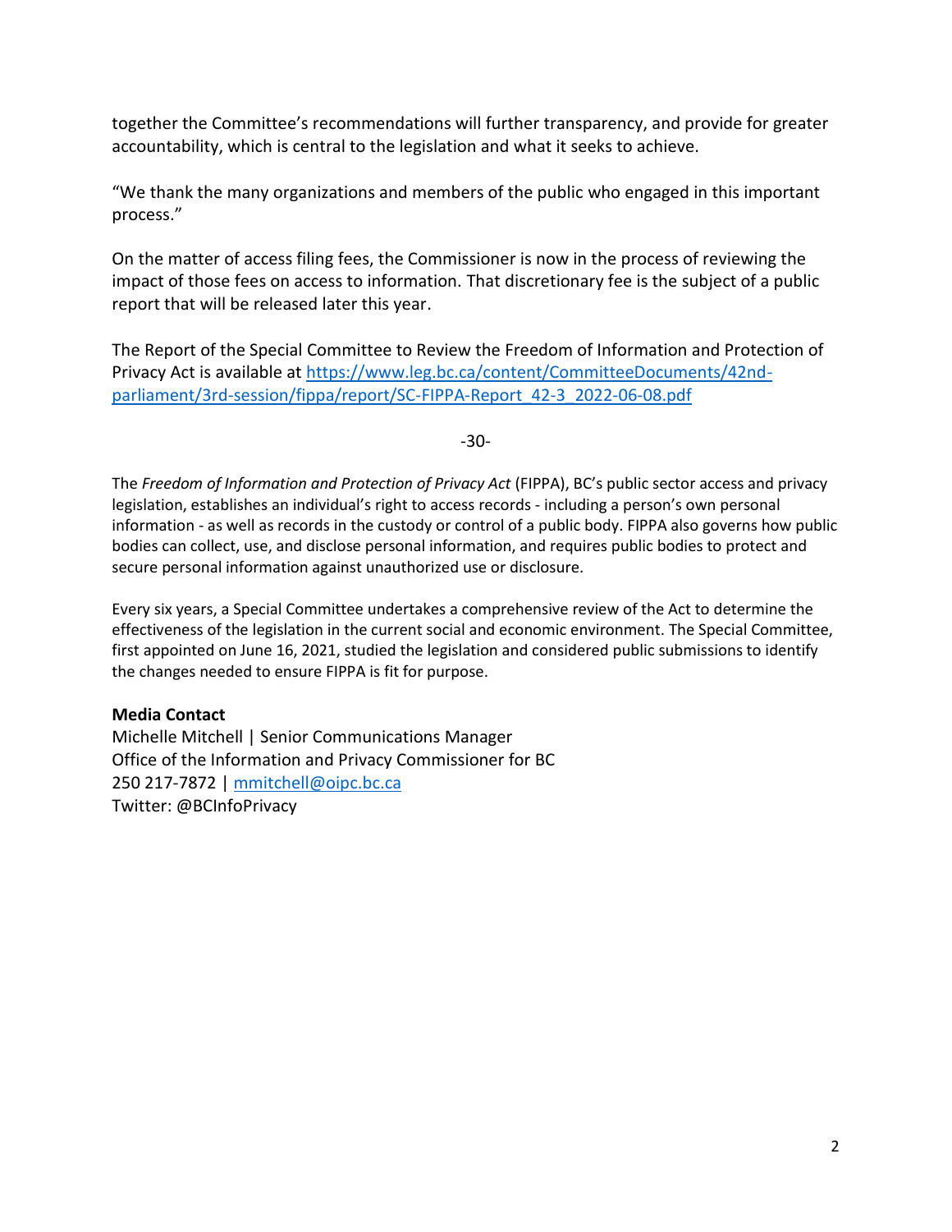together the Committee's recommendations will further transparency, and provide for greater accountability, which is central to the legislation and what it seeks to achieve.

"We thank the many organizations and members of the public who engaged in this important process."

On the matter of access filing fees, the Commissioner is now in the process of reviewing the impact of those fees on access to information. That discretionary fee is the subject of a public report that will be released later this year.

The Report of the Special Committee to Review the Freedom of Information and Protection of Privacy Act is available at [https://www.leg.bc.ca/content/CommitteeDocuments/42nd-parliament/3rd-session/fippa/report/SC-FIPPA-Report_42-3_2022-06-08.pdf](https://www.leg.bc.ca/content/CommitteeDocuments/42nd-parliament/3rd-session/fippa/report/SC-FIPPA-Report_42-3_2022-06-08.pdf)

-30-

The *Freedom of Information and Protection of Privacy Act* (FIPPA), BC's public sector access and privacy legislation, establishes an individual's right to access records - including a person's own personal information - as well as records in the custody or control of a public body. FIPPA also governs how public bodies can collect, use, and disclose personal information, and requires public bodies to protect and secure personal information against unauthorized use or disclosure.

Every six years, a Special Committee undertakes a comprehensive review of the Act to determine the effectiveness of the legislation in the current social and economic environment. The Special Committee, first appointed on June 16, 2021, studied the legislation and considered public submissions to identify the changes needed to ensure FIPPA is fit for purpose.

**Media Contact**
Michelle Mitchell | Senior Communications Manager
Office of the Information and Privacy Commissioner for BC
250 217-7872 | [mmitchell@oipc.bc.ca](mailto:mmitchell@oipc.bc.ca)
Twitter: @BCInfoPrivacy